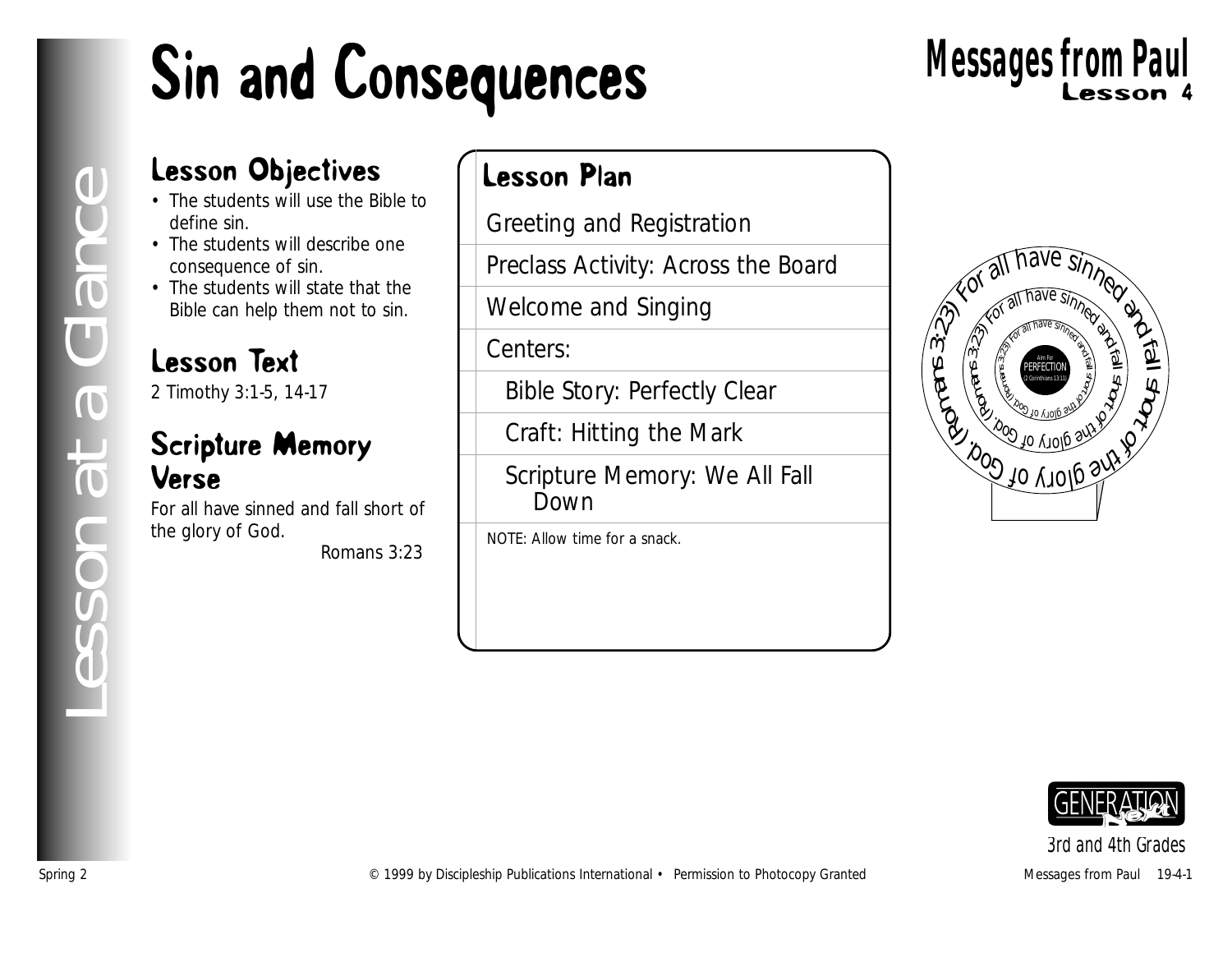# Sin and Consequences

## Messages from Paul
Lesson 4

Lesson at a Glance

## Lesson Objectives

- The students will use the Bible to define sin.
- The students will describe one consequence of sin.
- The students will state that the Bible can help them not to sin.

## Lesson Text

2 Timothy 3:1-5, 14-17

## Scripture Memory Verse

For all have sinned and fall short of the glory of God.

Romans 3:23

## Lesson Plan

- Greeting and Registration
- Preclass Activity: Across the Board
- Welcome and Singing
- Centers:
  - Bible Story: Perfectly Clear
  - Craft: Hitting the Mark
  - Scripture Memory: We All Fall Down

NOTE: Allow time for a snack.

For all have sinned and fall short of the glory of God. (Romans 3:23)

Aim for PERFECTION (2 Corinthians 13:11)

GENERATION next

3rd and 4th Grades

Spring 2 © 1999 by Discipleship Publications International • Permission to Photocopy Granted Messages from Paul 19-4-1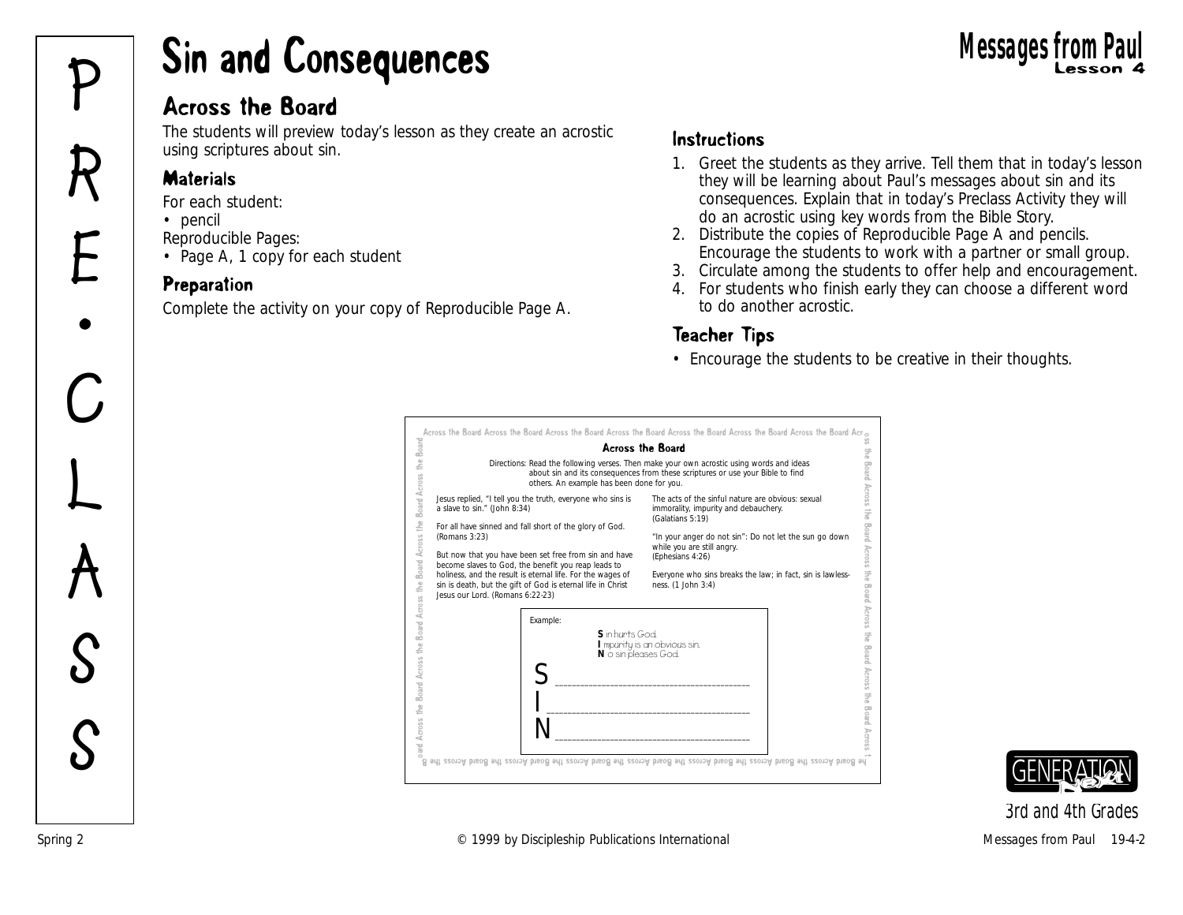# Sin and Consequences

## Across the Board

The students will preview today's lesson as they create an acrostic using scriptures about sin.

### Materials

For each student:
- pencil

Reproducible Pages:
- Page A, 1 copy for each student

### Preparation

Complete the activity on your copy of Reproducible Page A.

### Instructions

1. Greet the students as they arrive. Tell them that in today's lesson they will be learning about Paul's messages about sin and its consequences. Explain that in today's Preclass Activity they will do an acrostic using key words from the Bible Story.
2. Distribute the copies of Reproducible Page A and pencils. Encourage the students to work with a partner or small group.
3. Circulate among the students to offer help and encouragement.
4. For students who finish early they can choose a different word to do another acrostic.

### Teacher Tips

- Encourage the students to be creative in their thoughts.

---

**Across the Board**

Directions: Read the following verses. Then make your own acrostic using words and ideas about sin and its consequences from these scriptures or use your Bible to find others. An example has been done for you.

Jesus replied, "I tell you the truth, everyone who sins is a slave to sin." (John 8:34)

For all have sinned and fall short of the glory of God. (Romans 3:23)

But now that you have been set free from sin and have become slaves to God, the benefit you reap leads to holiness, and the result is eternal life. For the wages of sin is death, but the gift of God is eternal life in Christ Jesus our Lord. (Romans 6:22-23)

The acts of the sinful nature are obvious: sexual immorality, impurity and debauchery. (Galatians 5:19)

"In your anger do not sin": Do not let the sun go down while you are still angry. (Ephesians 4:26)

Everyone who sins breaks the law; in fact, sin is lawlessness. (1 John 3:4)

Example:

**S** in hurts God.
**I** mpurity is an obvious sin.
**N** o sin pleases God.

S ______________________________

I ______________________________

N ______________________________

3rd and 4th Grades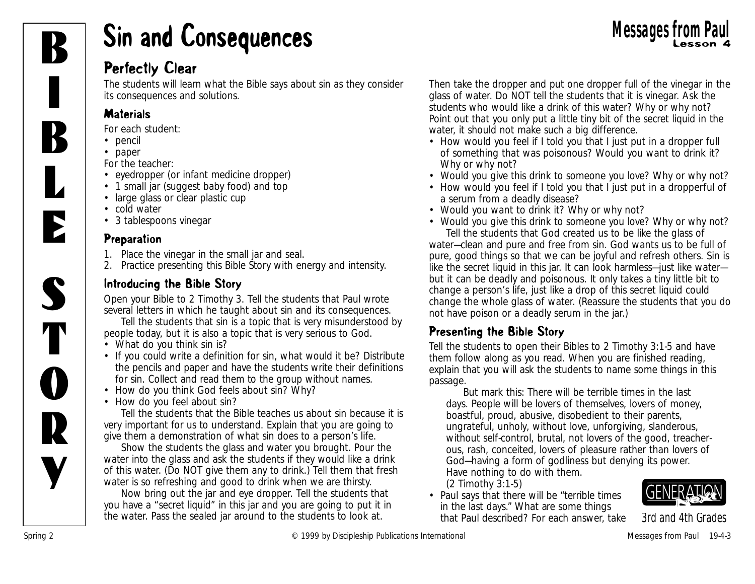# Sin and Consequences

## Perfectly Clear

The students will learn what the Bible says about sin as they consider its consequences and solutions.

### Materials

For each student:
- pencil
- paper

For the teacher:
- eyedropper (or infant medicine dropper)
- 1 small jar (suggest baby food) and top
- large glass or clear plastic cup
- cold water
- 3 tablespoons vinegar

### Preparation

1. Place the vinegar in the small jar and seal.
2. Practice presenting this Bible Story with energy and intensity.

### Introducing the Bible Story

Open your Bible to 2 Timothy 3. Tell the students that Paul wrote several letters in which he taught about sin and its consequences.

Tell the students that sin is a topic that is very misunderstood by people today, but it is also a topic that is very serious to God.

- What do you think sin is?
- If you could write a definition for sin, what would it be? Distribute the pencils and paper and have the students write their definitions for sin. Collect and read them to the group without names.
- How do you think God feels about sin? Why?
- How do you feel about sin?

Tell the students that the Bible teaches us about sin because it is very important for us to understand. Explain that you are going to give them a demonstration of what sin does to a person's life.

Show the students the glass and water you brought. Pour the water into the glass and ask the students if they would like a drink of this water. (Do NOT give them any to drink.) Tell them that fresh water is so refreshing and good to drink when we are thirsty.

Now bring out the jar and eye dropper. Tell the students that you have a "secret liquid" in this jar and you are going to put it in the water. Pass the sealed jar around to the students to look at.

Then take the dropper and put one dropper full of the vinegar in the glass of water. Do NOT tell the students that it is vinegar. Ask the students who would like a drink of this water? Why or why not? Point out that you only put a little tiny bit of the secret liquid in the water, it should not make such a big difference.

- How would you feel if I told you that I just put in a dropper full of something that was poisonous? Would you want to drink it? Why or why not?
- Would you give this drink to someone you love? Why or why not?
- How would you feel if I told you that I just put in a dropperful of a serum from a deadly disease?
- Would you want to drink it? Why or why not?
- Would you give this drink to someone you love? Why or why not?

Tell the students that God created us to be like the glass of water—clean and pure and free from sin. God wants us to be full of pure, good things so that we can be joyful and refresh others. Sin is like the secret liquid in this jar. It can look harmless—just like water—but it can be deadly and poisonous. It only takes a tiny little bit to change a person's life, just like a drop of this secret liquid could change the whole glass of water. (Reassure the students that you do not have poison or a deadly serum in the jar.)

### Presenting the Bible Story

Tell the students to open their Bibles to 2 Timothy 3:1-5 and have them follow along as you read. When you are finished reading, explain that you will ask the students to name some things in this passage.

> But mark this: There will be terrible times in the last days. People will be lovers of themselves, lovers of money, boastful, proud, abusive, disobedient to their parents, ungrateful, unholy, without love, unforgiving, slanderous, without self-control, brutal, not lovers of the good, treacherous, rash, conceited, lovers of pleasure rather than lovers of God—having a form of godliness but denying its power. Have nothing to do with them.
> (2 Timothy 3:1-5)

- Paul says that there will be "terrible times in the last days." What are some things that Paul described? For each answer, take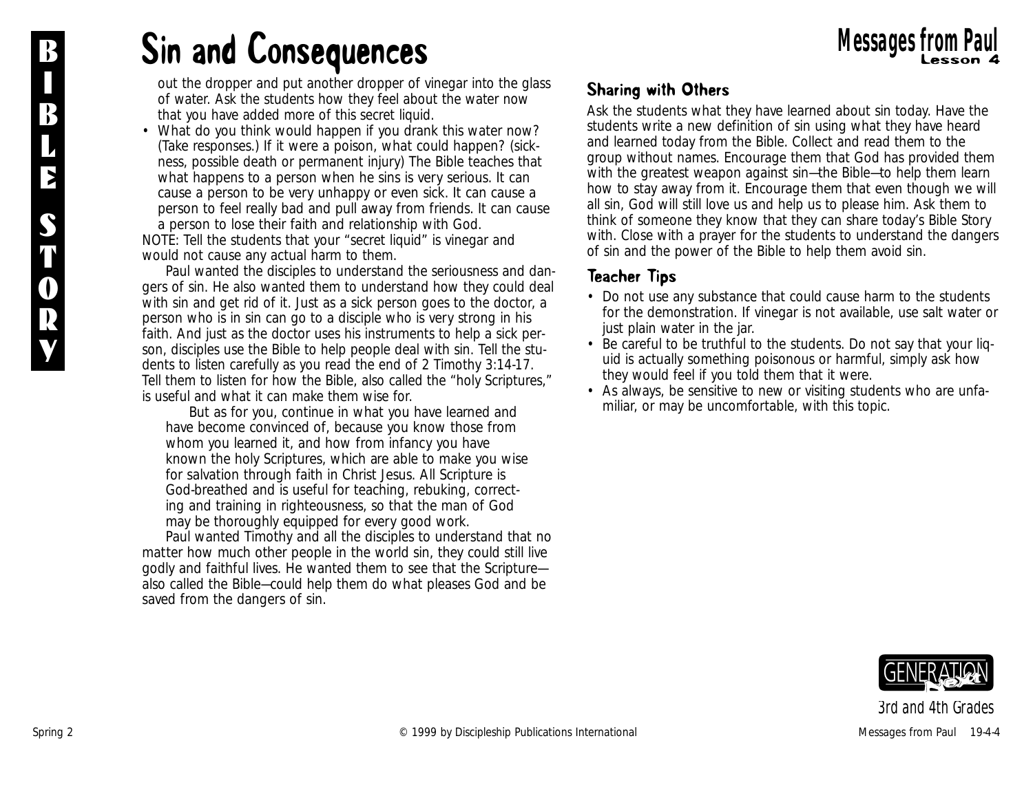# Sin and Consequences

out the dropper and put another dropper of vinegar into the glass of water. Ask the students how they feel about the water now that you have added more of this secret liquid.

- What do you think would happen if you drank this water now? (Take responses.) If it were a poison, what could happen? (sickness, possible death or permanent injury) The Bible teaches that what happens to a person when he sins is very serious. It can cause a person to be very unhappy or even sick. It can cause a person to feel really bad and pull away from friends. It can cause a person to lose their faith and relationship with God.

NOTE: Tell the students that your "secret liquid" is vinegar and would not cause any actual harm to them.

Paul wanted the disciples to understand the seriousness and dangers of sin. He also wanted them to understand how they could deal with sin and get rid of it. Just as a sick person goes to the doctor, a person who is in sin can go to a disciple who is very strong in his faith. And just as the doctor uses his instruments to help a sick person, disciples use the Bible to help people deal with sin. Tell the students to listen carefully as you read the end of 2 Timothy 3:14-17. Tell them to listen for how the Bible, also called the "holy Scriptures," is useful and what it can make them wise for.

> But as for you, continue in what you have learned and have become convinced of, because you know those from whom you learned it, and how from infancy you have known the holy Scriptures, which are able to make you wise for salvation through faith in Christ Jesus. All Scripture is God-breathed and is useful for teaching, rebuking, correcting and training in righteousness, so that the man of God may be thoroughly equipped for every good work.

Paul wanted Timothy and all the disciples to understand that no matter how much other people in the world sin, they could still live godly and faithful lives. He wanted them to see that the Scripture—also called the Bible—could help them do what pleases God and be saved from the dangers of sin.

## Sharing with Others

Ask the students what they have learned about sin today. Have the students write a new definition of sin using what they have heard and learned today from the Bible. Collect and read them to the group without names. Encourage them that God has provided them with the greatest weapon against sin—the Bible—to help them learn how to stay away from it. Encourage them that even though we will all sin, God will still love us and help us to please him. Ask them to think of someone they know that they can share today's Bible Story with. Close with a prayer for the students to understand the dangers of sin and the power of the Bible to help them avoid sin.

## Teacher Tips

- Do not use any substance that could cause harm to the students for the demonstration. If vinegar is not available, use salt water or just plain water in the jar.
- Be careful to be truthful to the students. Do not say that your liquid is actually something poisonous or harmful, simply ask how they would feel if you told them that it were.
- As always, be sensitive to new or visiting students who are unfamiliar, or may be uncomfortable, with this topic.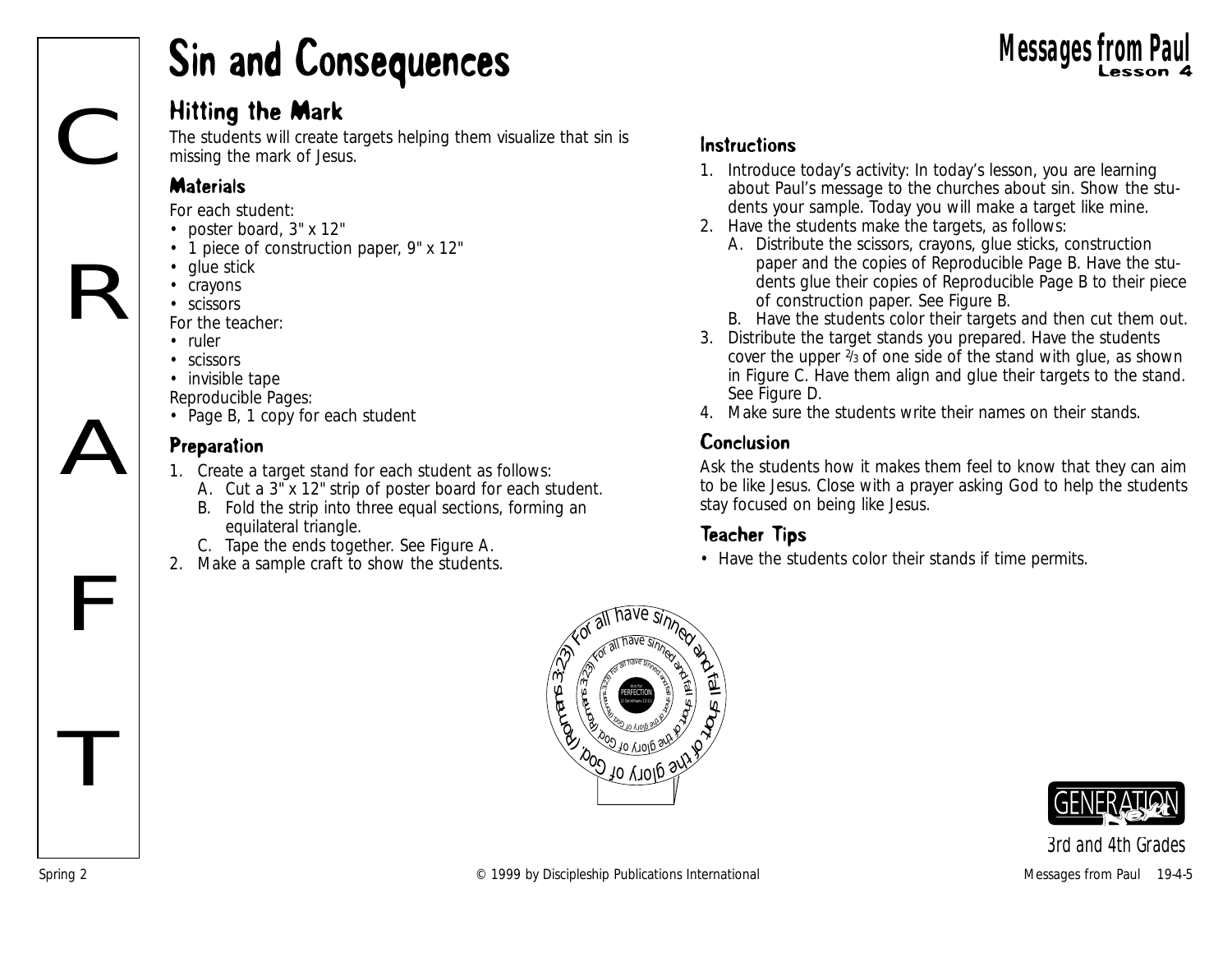# Sin and Consequences

## Hitting the Mark

The students will create targets helping them visualize that sin is missing the mark of Jesus.

### Materials

For each student:
- poster board, 3" x 12"
- 1 piece of construction paper, 9" x 12"
- glue stick
- crayons
- scissors

For the teacher:
- ruler
- scissors
- invisible tape

Reproducible Pages:
- Page B, 1 copy for each student

### Preparation

1. Create a target stand for each student as follows:
   A. Cut a 3" x 12" strip of poster board for each student.
   B. Fold the strip into three equal sections, forming an equilateral triangle.
   C. Tape the ends together. See Figure A.
2. Make a sample craft to show the students.

### Instructions

1. Introduce today's activity: In today's lesson, you are learning about Paul's message to the churches about sin. Show the students your sample. Today you will make a target like mine.
2. Have the students make the targets, as follows:
   A. Distribute the scissors, crayons, glue sticks, construction paper and the copies of Reproducible Page B. Have the students glue their copies of Reproducible Page B to their piece of construction paper. See Figure B.
   B. Have the students color their targets and then cut them out.
3. Distribute the target stands you prepared. Have the students cover the upper 2/3 of one side of the stand with glue, as shown in Figure C. Have them align and glue their targets to the stand. See Figure D.
4. Make sure the students write their names on their stands.

### Conclusion

Ask the students how it makes them feel to know that they can aim to be like Jesus. Close with a prayer asking God to help the students stay focused on being like Jesus.

### Teacher Tips

- Have the students color their stands if time permits.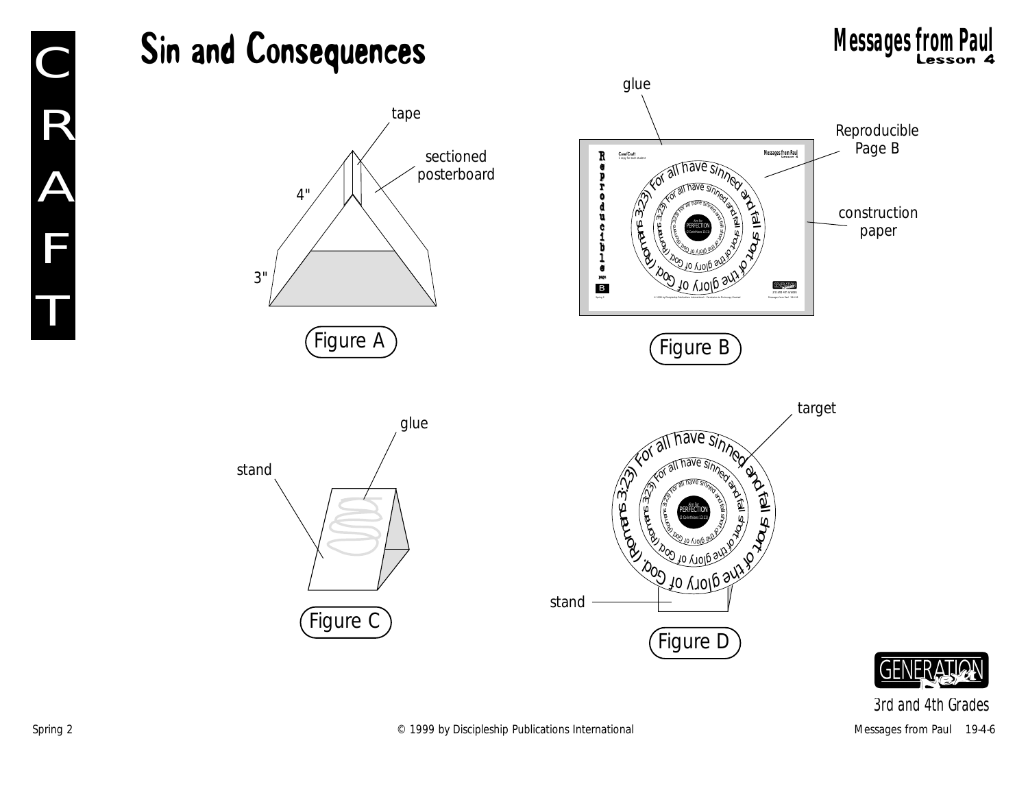# Sin and Consequences

Figure A

Figure B

Figure C

Figure D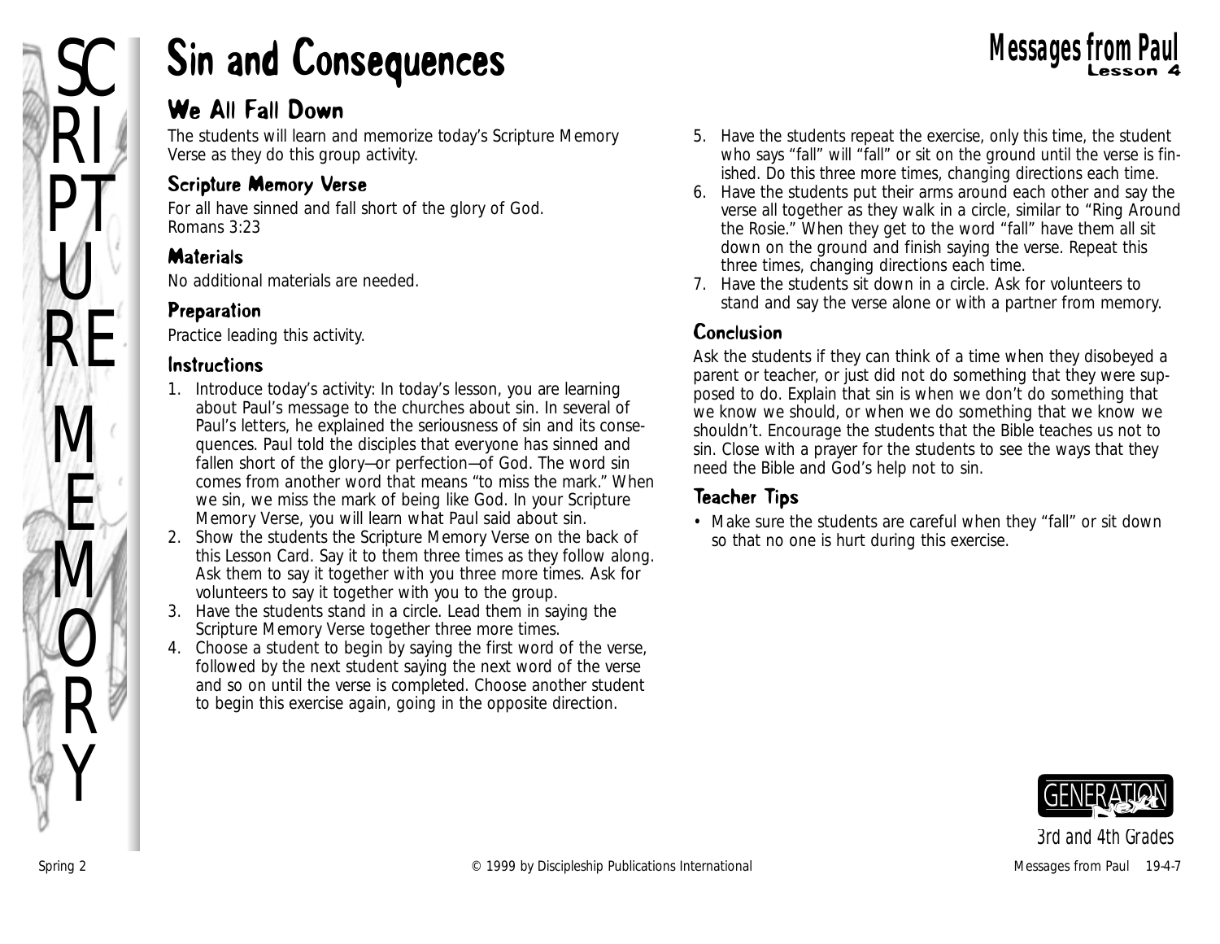# Sin and Consequences

## We All Fall Down

The students will learn and memorize today's Scripture Memory Verse as they do this group activity.

### Scripture Memory Verse

For all have sinned and fall short of the glory of God.
Romans 3:23

### Materials

No additional materials are needed.

### Preparation

Practice leading this activity.

### Instructions

1. Introduce today's activity: In today's lesson, you are learning about Paul's message to the churches about sin. In several of Paul's letters, he explained the seriousness of sin and its consequences. Paul told the disciples that everyone has sinned and fallen short of the glory—or perfection—of God. The word sin comes from another word that means "to miss the mark." When we sin, we miss the mark of being like God. In your Scripture Memory Verse, you will learn what Paul said about sin.
2. Show the students the Scripture Memory Verse on the back of this Lesson Card. Say it to them three times as they follow along. Ask them to say it together with you three more times. Ask for volunteers to say it together with you to the group.
3. Have the students stand in a circle. Lead them in saying the Scripture Memory Verse together three more times.
4. Choose a student to begin by saying the first word of the verse, followed by the next student saying the next word of the verse and so on until the verse is completed. Choose another student to begin this exercise again, going in the opposite direction.
5. Have the students repeat the exercise, only this time, the student who says "fall" will "fall" or sit on the ground until the verse is finished. Do this three more times, changing directions each time.
6. Have the students put their arms around each other and say the verse all together as they walk in a circle, similar to "Ring Around the Rosie." When they get to the word "fall" have them all sit down on the ground and finish saying the verse. Repeat this three times, changing directions each time.
7. Have the students sit down in a circle. Ask for volunteers to stand and say the verse alone or with a partner from memory.

### Conclusion

Ask the students if they can think of a time when they disobeyed a parent or teacher, or just did not do something that they were supposed to do. Explain that sin is when we don't do something that we know we should, or when we do something that we know we shouldn't. Encourage the students that the Bible teaches us not to sin. Close with a prayer for the students to see the ways that they need the Bible and God's help not to sin.

### Teacher Tips

- Make sure the students are careful when they "fall" or sit down so that no one is hurt during this exercise.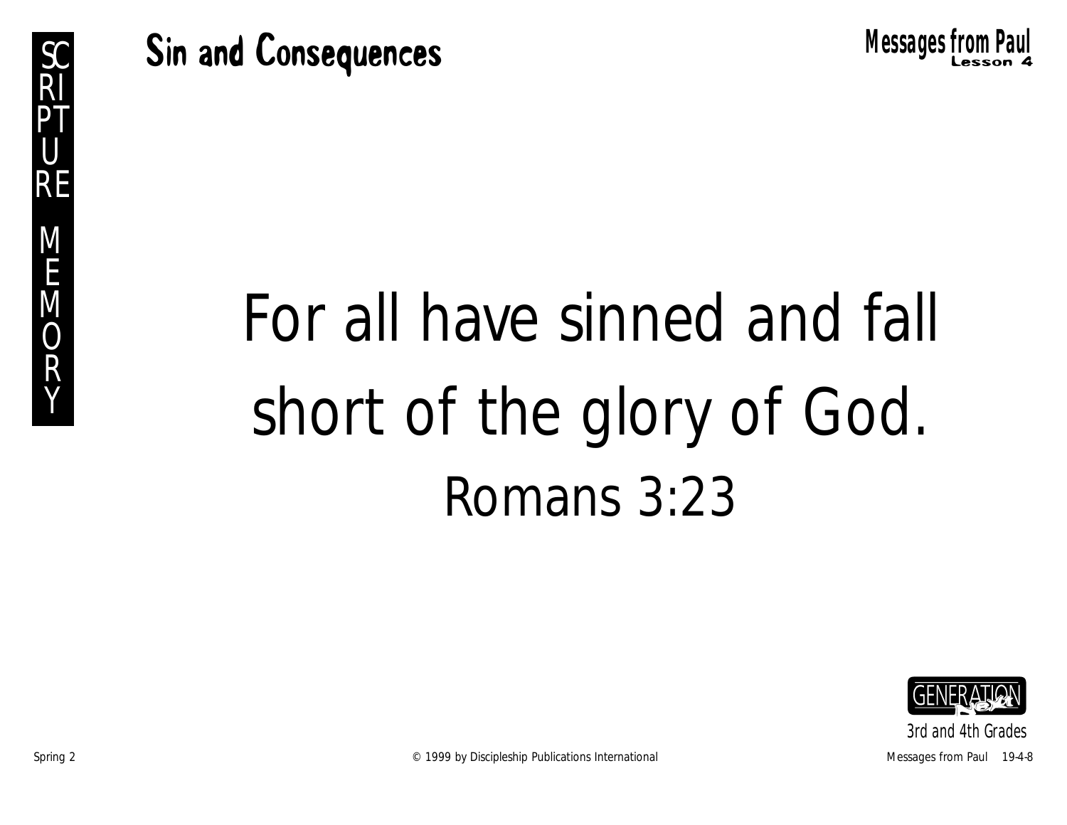SCRIPTURE MEMORY

# Sin and Consequences

For all have sinned and fall short of the glory of God.

Romans 3:23

3rd and 4th Grades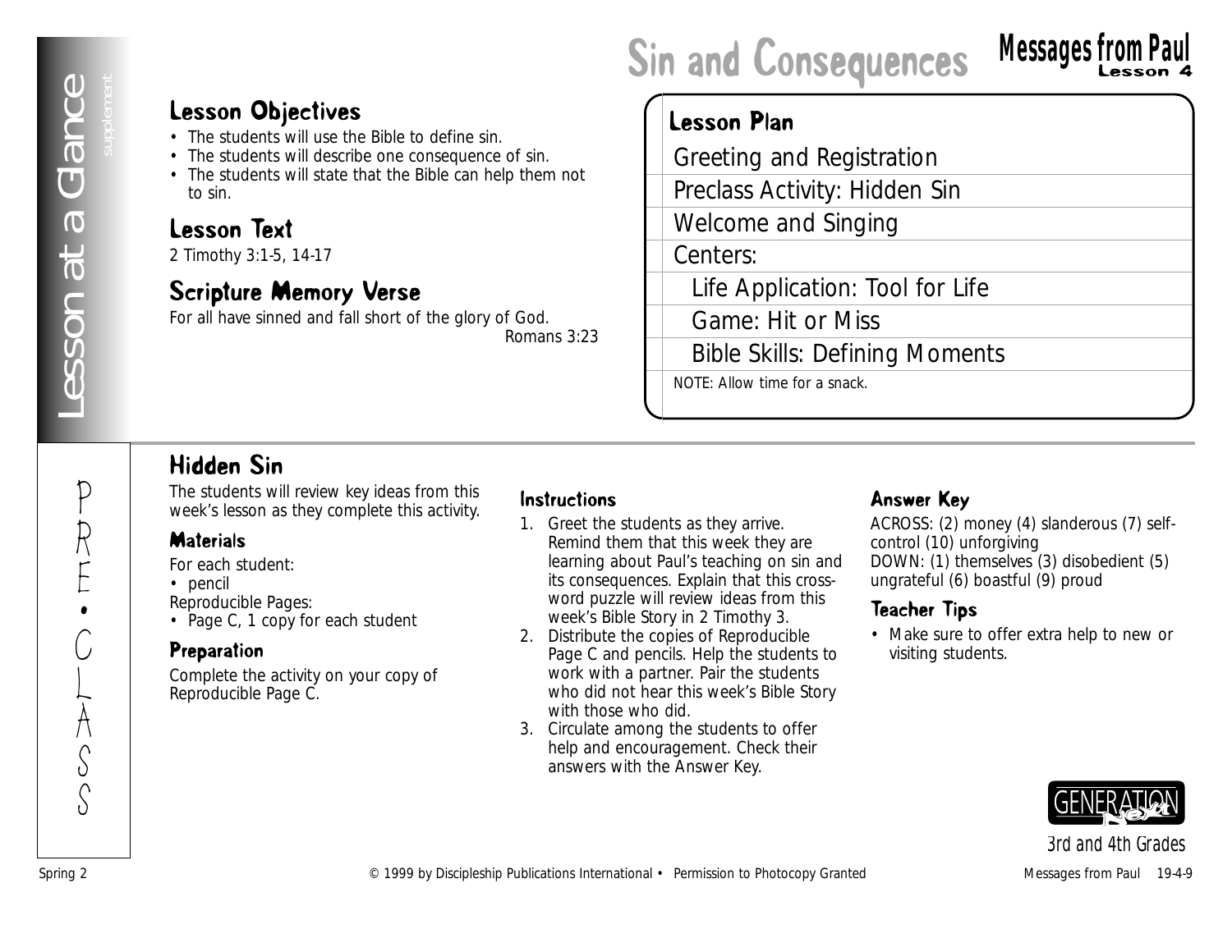# Sin and Consequences

**Messages from Paul**
**Lesson 4**

Lesson at a Glance *supplement*

## Lesson Objectives

- The students will use the Bible to define sin.
- The students will describe one consequence of sin.
- The students will state that the Bible can help them not to sin.

## Lesson Text

2 Timothy 3:1-5, 14-17

## Scripture Memory Verse

For all have sinned and fall short of the glory of God.
Romans 3:23

## Lesson Plan

- Greeting and Registration
- Preclass Activity: Hidden Sin
- Welcome and Singing
- Centers:
  - Life Application: Tool for Life
  - Game: Hit or Miss
  - Bible Skills: Defining Moments

NOTE: Allow time for a snack.

PRE•CLASS

## Hidden Sin

The students will review key ideas from this week's lesson as they complete this activity.

### Materials

For each student:
- pencil

Reproducible Pages:
- Page C, 1 copy for each student

### Preparation

Complete the activity on your copy of Reproducible Page C.

### Instructions

1. Greet the students as they arrive. Remind them that this week they are learning about Paul's teaching on sin and its consequences. Explain that this crossword puzzle will review ideas from this week's Bible Story in 2 Timothy 3.
2. Distribute the copies of Reproducible Page C and pencils. Help the students to work with a partner. Pair the students who did not hear this week's Bible Story with those who did.
3. Circulate among the students to offer help and encouragement. Check their answers with the Answer Key.

### Answer Key

ACROSS: (2) money (4) slanderous (7) self-control (10) unforgiving
DOWN: (1) themselves (3) disobedient (5) ungrateful (6) boastful (9) proud

### Teacher Tips

- Make sure to offer extra help to new or visiting students.

GENERATION Next
3rd and 4th Grades

Spring 2 © 1999 by Discipleship Publications International • Permission to Photocopy Granted Messages from Paul 19-4-9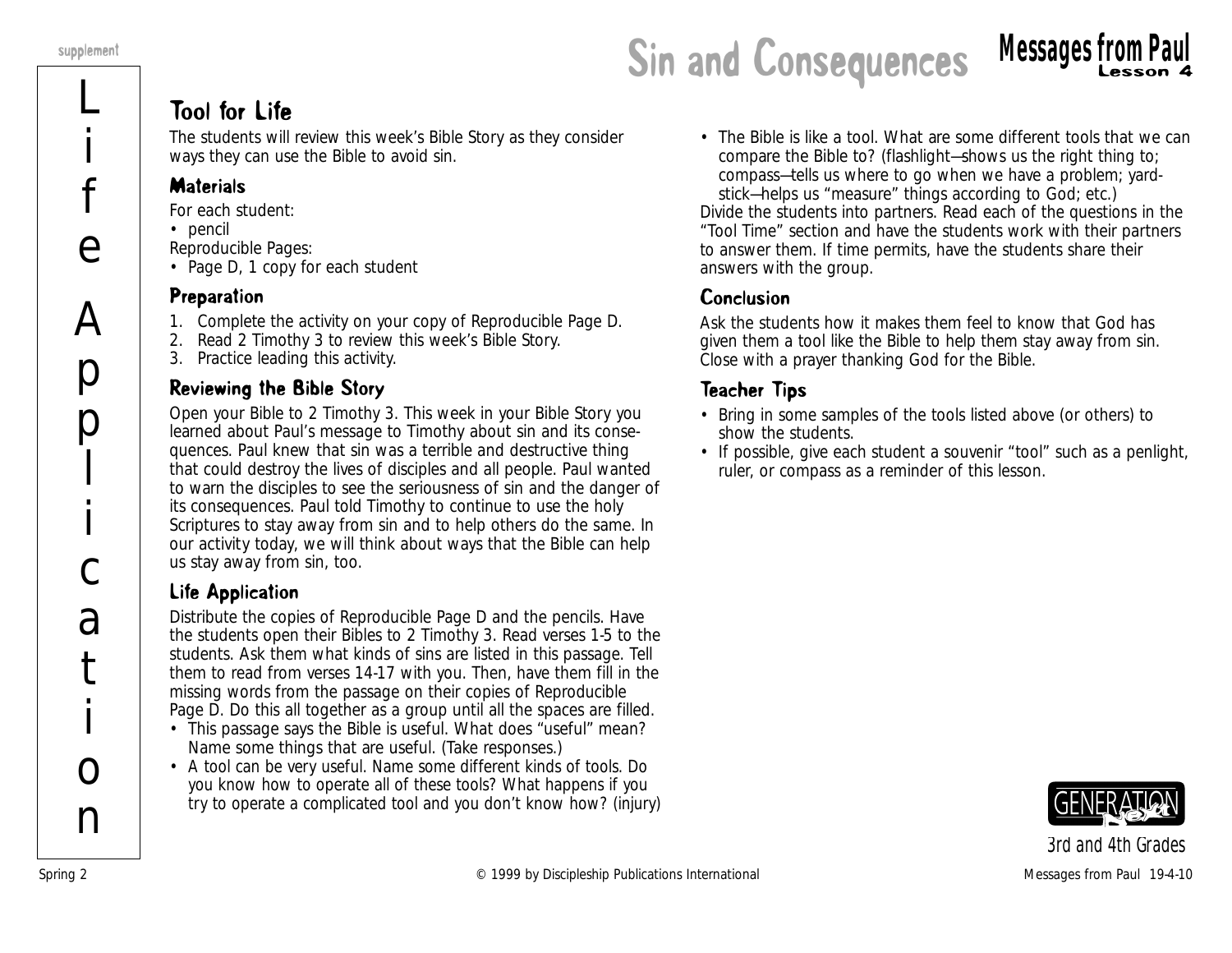# Sin and Consequences

## Tool for Life

The students will review this week's Bible Story as they consider ways they can use the Bible to avoid sin.

### Materials

For each student:
- pencil

Reproducible Pages:
- Page D, 1 copy for each student

### Preparation

1. Complete the activity on your copy of Reproducible Page D.
2. Read 2 Timothy 3 to review this week's Bible Story.
3. Practice leading this activity.

### Reviewing the Bible Story

Open your Bible to 2 Timothy 3. This week in your Bible Story you learned about Paul's message to Timothy about sin and its consequences. Paul knew that sin was a terrible and destructive thing that could destroy the lives of disciples and all people. Paul wanted to warn the disciples to see the seriousness of sin and the danger of its consequences. Paul told Timothy to continue to use the holy Scriptures to stay away from sin and to help others do the same. In our activity today, we will think about ways that the Bible can help us stay away from sin, too.

### Life Application

Distribute the copies of Reproducible Page D and the pencils. Have the students open their Bibles to 2 Timothy 3. Read verses 1-5 to the students. Ask them what kinds of sins are listed in this passage. Tell them to read from verses 14-17 with you. Then, have them fill in the missing words from the passage on their copies of Reproducible Page D. Do this all together as a group until all the spaces are filled.

- This passage says the Bible is useful. What does "useful" mean? Name some things that are useful. (Take responses.)
- A tool can be very useful. Name some different kinds of tools. Do you know how to operate all of these tools? What happens if you try to operate a complicated tool and you don't know how? (injury)
- The Bible is like a tool. What are some different tools that we can compare the Bible to? (flashlight—shows us the right thing to; compass—tells us where to go when we have a problem; yardstick—helps us "measure" things according to God; etc.)

Divide the students into partners. Read each of the questions in the "Tool Time" section and have the students work with their partners to answer them. If time permits, have the students share their answers with the group.

### Conclusion

Ask the students how it makes them feel to know that God has given them a tool like the Bible to help them stay away from sin. Close with a prayer thanking God for the Bible.

### Teacher Tips

- Bring in some samples of the tools listed above (or others) to show the students.
- If possible, give each student a souvenir "tool" such as a penlight, ruler, or compass as a reminder of this lesson.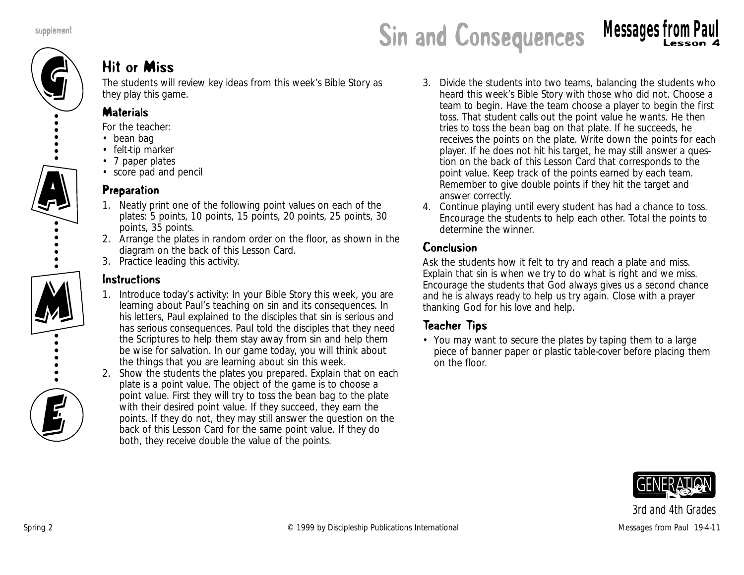# Sin and Consequences

## Hit or Miss

The students will review key ideas from this week's Bible Story as they play this game.

### Materials

For the teacher:

- bean bag
- felt-tip marker
- 7 paper plates
- score pad and pencil

### Preparation

1. Neatly print one of the following point values on each of the plates: 5 points, 10 points, 15 points, 20 points, 25 points, 30 points, 35 points.
2. Arrange the plates in random order on the floor, as shown in the diagram on the back of this Lesson Card.
3. Practice leading this activity.

### Instructions

1. Introduce today's activity: In your Bible Story this week, you are learning about Paul's teaching on sin and its consequences. In his letters, Paul explained to the disciples that sin is serious and has serious consequences. Paul told the disciples that they need the Scriptures to help them stay away from sin and help them be wise for salvation. In our game today, you will think about the things that you are learning about sin this week.
2. Show the students the plates you prepared. Explain that on each plate is a point value. The object of the game is to choose a point value. First they will try to toss the bean bag to the plate with their desired point value. If they succeed, they earn the points. If they do not, they may still answer the question on the back of this Lesson Card for the same point value. If they do both, they receive double the value of the points.
3. Divide the students into two teams, balancing the students who heard this week's Bible Story with those who did not. Choose a team to begin. Have the team choose a player to begin the first toss. That student calls out the point value he wants. He then tries to toss the bean bag on that plate. If he succeeds, he receives the points on the plate. Write down the points for each player. If he does not hit his target, he may still answer a question on the back of this Lesson Card that corresponds to the point value. Keep track of the points earned by each team. Remember to give double points if they hit the target and answer correctly.
4. Continue playing until every student has had a chance to toss. Encourage the students to help each other. Total the points to determine the winner.

### Conclusion

Ask the students how it felt to try and reach a plate and miss. Explain that sin is when we try to do what is right and we miss. Encourage the students that God always gives us a second chance and he is always ready to help us try again. Close with a prayer thanking God for his love and help.

### Teacher Tips

- You may want to secure the plates by taping them to a large piece of banner paper or plastic table-cover before placing them on the floor.

3rd and 4th Grades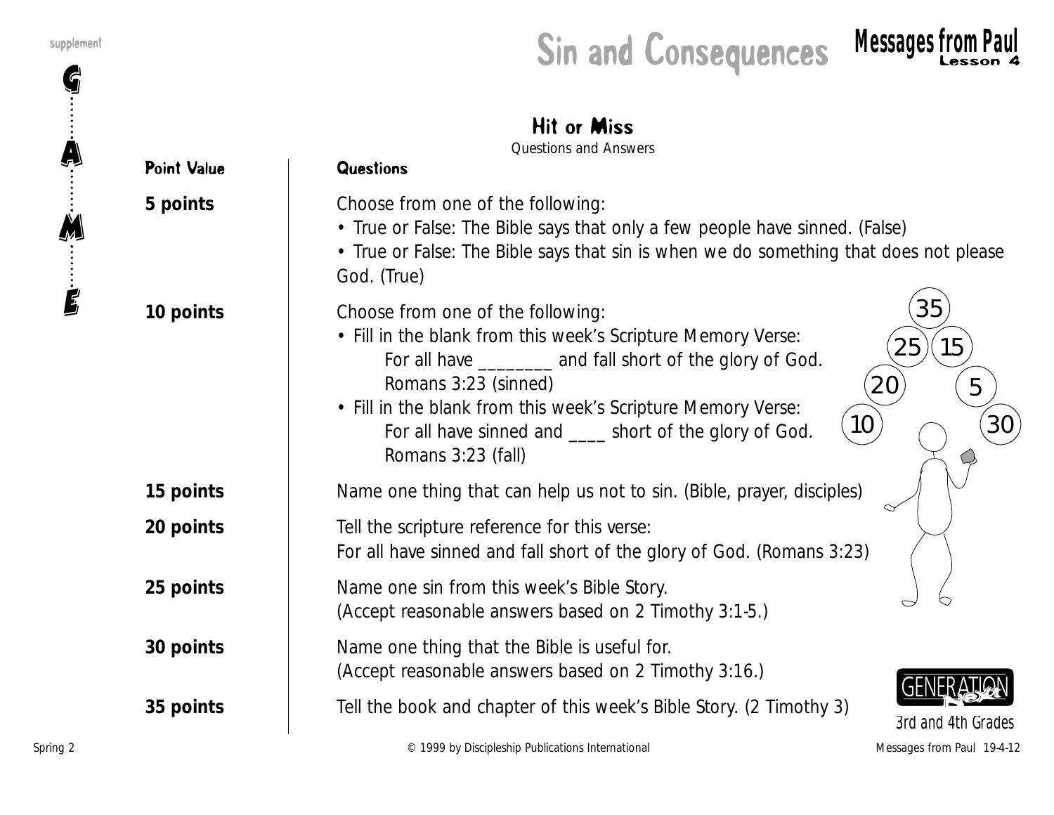# Sin and Consequences

## Messages from Paul
Lesson 4

### Hit or Miss
*Questions and Answers*

| Point Value | Questions |
|---|---|
| **5 points** | Choose from one of the following:<br>• True or False: The Bible says that only a few people have sinned. (False)<br>• True or False: The Bible says that sin is when we do something that does not please God. (True) |
| **10 points** | Choose from one of the following:<br>• Fill in the blank from this week's Scripture Memory Verse: For all have ________ and fall short of the glory of God. Romans 3:23 (sinned)<br>• Fill in the blank from this week's Scripture Memory Verse: For all have sinned and ____ short of the glory of God. Romans 3:23 (fall) |
| **15 points** | Name one thing that can help us not to sin. (Bible, prayer, disciples) |
| **20 points** | Tell the scripture reference for this verse: For all have sinned and fall short of the glory of God. (Romans 3:23) |
| **25 points** | Name one sin from this week's Bible Story. (Accept reasonable answers based on 2 Timothy 3:1-5.) |
| **30 points** | Name one thing that the Bible is useful for. (Accept reasonable answers based on 2 Timothy 3:16.) |
| **35 points** | Tell the book and chapter of this week's Bible Story. (2 Timothy 3) |

3rd and 4th Grades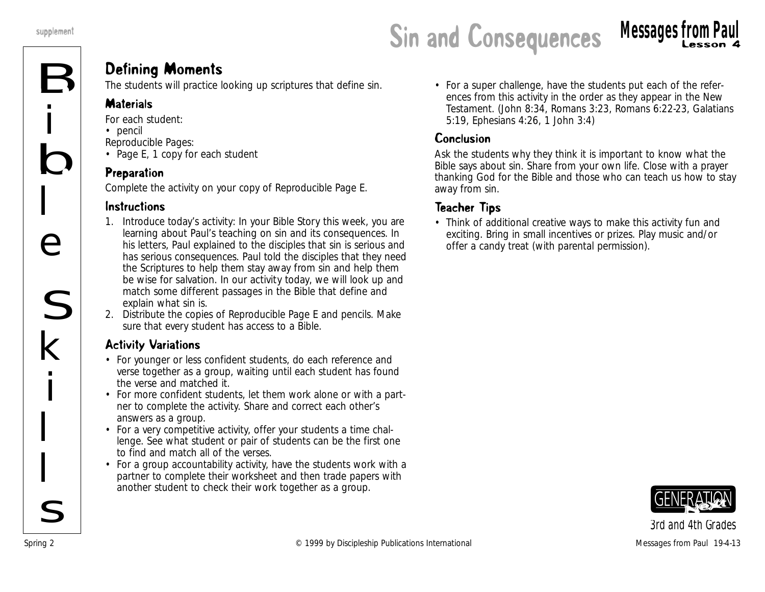# Sin and Consequences

## Messages from Paul
Lesson 4

Bible Skills

## Defining Moments

The students will practice looking up scriptures that define sin.

### Materials

For each student:
- pencil

Reproducible Pages:
- Page E, 1 copy for each student

### Preparation

Complete the activity on your copy of Reproducible Page E.

### Instructions

1. Introduce today's activity: In your Bible Story this week, you are learning about Paul's teaching on sin and its consequences. In his letters, Paul explained to the disciples that sin is serious and has serious consequences. Paul told the disciples that they need the Scriptures to help them stay away from sin and help them be wise for salvation. In our activity today, we will look up and match some different passages in the Bible that define and explain what sin is.
2. Distribute the copies of Reproducible Page E and pencils. Make sure that every student has access to a Bible.

### Activity Variations

- For younger or less confident students, do each reference and verse together as a group, waiting until each student has found the verse and matched it.
- For more confident students, let them work alone or with a partner to complete the activity. Share and correct each other's answers as a group.
- For a very competitive activity, offer your students a time challenge. See what student or pair of students can be the first one to find and match all of the verses.
- For a group accountability activity, have the students work with a partner to complete their worksheet and then trade papers with another student to check their work together as a group.
- For a super challenge, have the students put each of the references from this activity in the order as they appear in the New Testament. (John 8:34, Romans 3:23, Romans 6:22-23, Galatians 5:19, Ephesians 4:26, 1 John 3:4)

### Conclusion

Ask the students why they think it is important to know what the Bible says about sin. Share from your own life. Close with a prayer thanking God for the Bible and those who can teach us how to stay away from sin.

### Teacher Tips

- Think of additional creative ways to make this activity fun and exciting. Bring in small incentives or prizes. Play music and/or offer a candy treat (with parental permission).

GENERATION Next

3rd and 4th Grades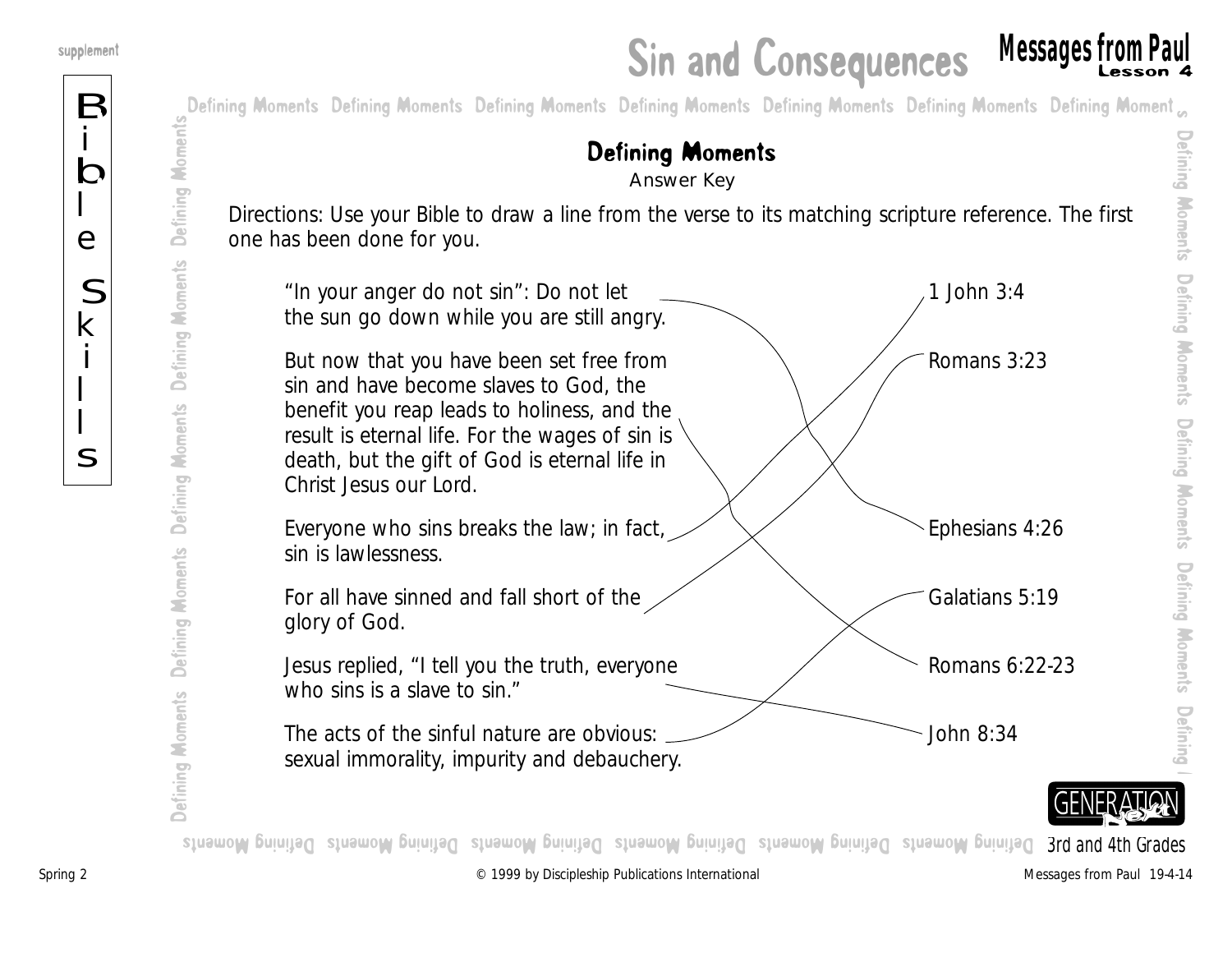# Sin and Consequences

## Defining Moments

Answer Key

Directions: Use your Bible to draw a line from the verse to its matching scripture reference. The first one has been done for you.

| Verse | Reference |
| --- | --- |
| "In your anger do not sin": Do not let the sun go down while you are still angry. | Ephesians 4:26 |
| But now that you have been set free from sin and have become slaves to God, the benefit you reap leads to holiness, and the result is eternal life. For the wages of sin is death, but the gift of God is eternal life in Christ Jesus our Lord. | Romans 6:22-23 |
| Everyone who sins breaks the law; in fact, sin is lawlessness. | 1 John 3:4 |
| For all have sinned and fall short of the glory of God. | Romans 3:23 |
| Jesus replied, "I tell you the truth, everyone who sins is a slave to sin." | John 8:34 |
| The acts of the sinful nature are obvious: sexual immorality, impurity and debauchery. | Galatians 5:19 |

Spring 2 © 1999 by Discipleship Publications International Messages from Paul 19-4-14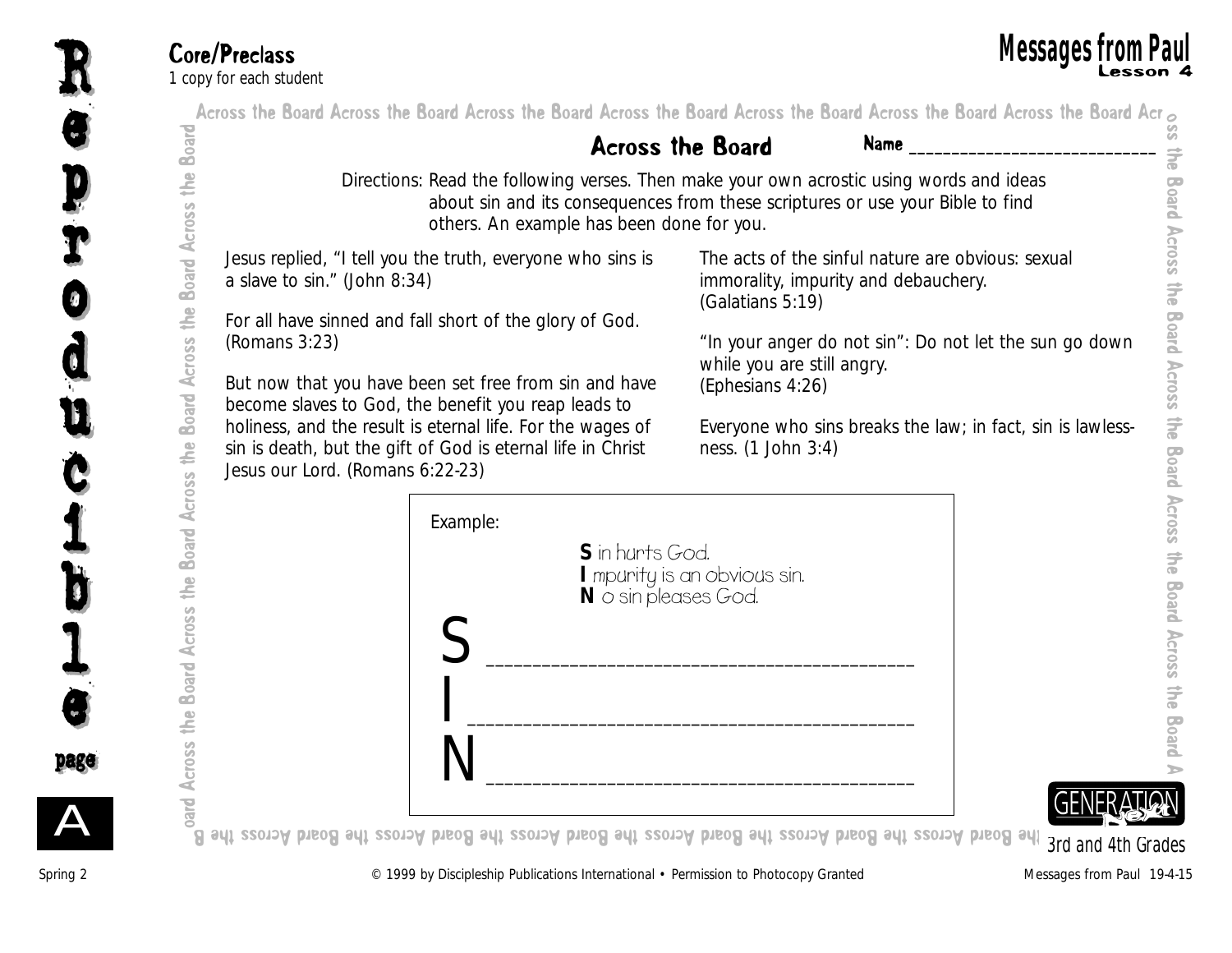Core/Preclass
1 copy for each student

## Messages from Paul
Lesson 4

# Across the Board

Name ____________________________

Directions: Read the following verses. Then make your own acrostic using words and ideas about sin and its consequences from these scriptures or use your Bible to find others. An example has been done for you.

Jesus replied, "I tell you the truth, everyone who sins is a slave to sin." (John 8:34)

For all have sinned and fall short of the glory of God. (Romans 3:23)

But now that you have been set free from sin and have become slaves to God, the benefit you reap leads to holiness, and the result is eternal life. For the wages of sin is death, but the gift of God is eternal life in Christ Jesus our Lord. (Romans 6:22-23)

The acts of the sinful nature are obvious: sexual immorality, impurity and debauchery. (Galatians 5:19)

"In your anger do not sin": Do not let the sun go down while you are still angry. (Ephesians 4:26)

Everyone who sins breaks the law; in fact, sin is lawlessness. (1 John 3:4)

Example:

**S** in hurts God.
**I** mpurity is an obvious sin.
**N** o sin pleases God.

S ____________________________________________

I ____________________________________________

N ____________________________________________

3rd and 4th Grades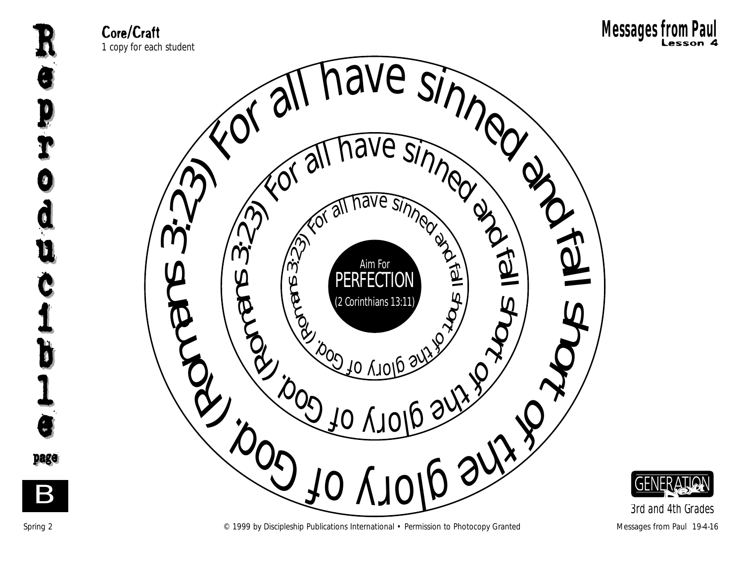**Core/Craft**
*1 copy for each student*

Reproducible page **B**

(Romans 3:23) For all have sinned and fall short of the glory of God.

(Romans 3:23) For all have sinned and fall short of the glory of God.

(Romans 3:23) For all have sinned and fall short of the glory of God.

Aim For
PERFECTION
(2 Corinthians 13:11)

3rd and 4th Grades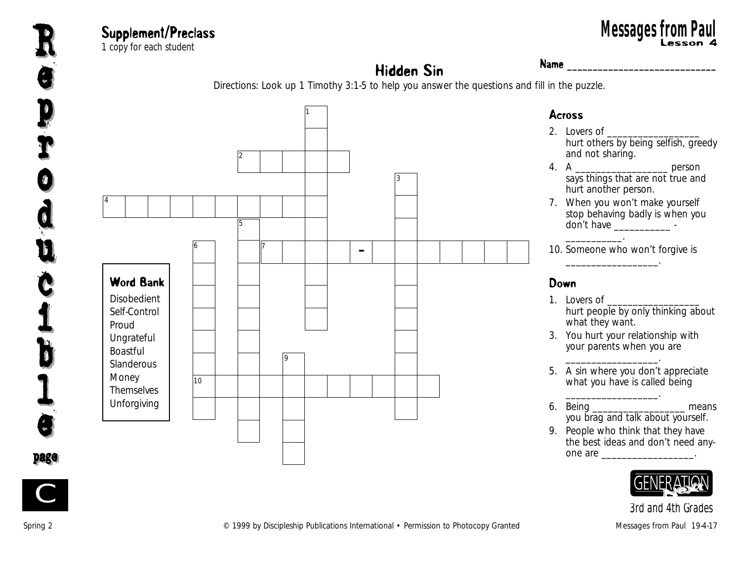## Supplement/Preclass

*1 copy for each student*

# Messages from Paul
### Lesson 4

Name ______________________________

## Hidden Sin

Directions: Look up 1 Timothy 3:1-5 to help you answer the questions and fill in the puzzle.

### Word Bank

Disobedient
Self-Control
Proud
Ungrateful
Boastful
Slanderous
Money
Themselves
Unforgiving

### Across

2. Lovers of _________________ hurt others by being selfish, greedy and not sharing.
4. A _________________ person says things that are not true and hurt another person.
7. When you won't make yourself stop behaving badly is when you don't have __________ - __________.
10. Someone who won't forgive is _________________.

### Down

1. Lovers of _________________ hurt people by only thinking about what they want.
3. You hurt your relationship with your parents when you are _________________.
5. A sin where you don't appreciate what you have is called being _________________.
6. Being _________________ means you brag and talk about yourself.
9. People who think that they have the best ideas and don't need anyone are _________________.

Reproducible page C

3rd and 4th Grades

Spring 2 © 1999 by Discipleship Publications International • Permission to Photocopy Granted Messages from Paul 19-4-17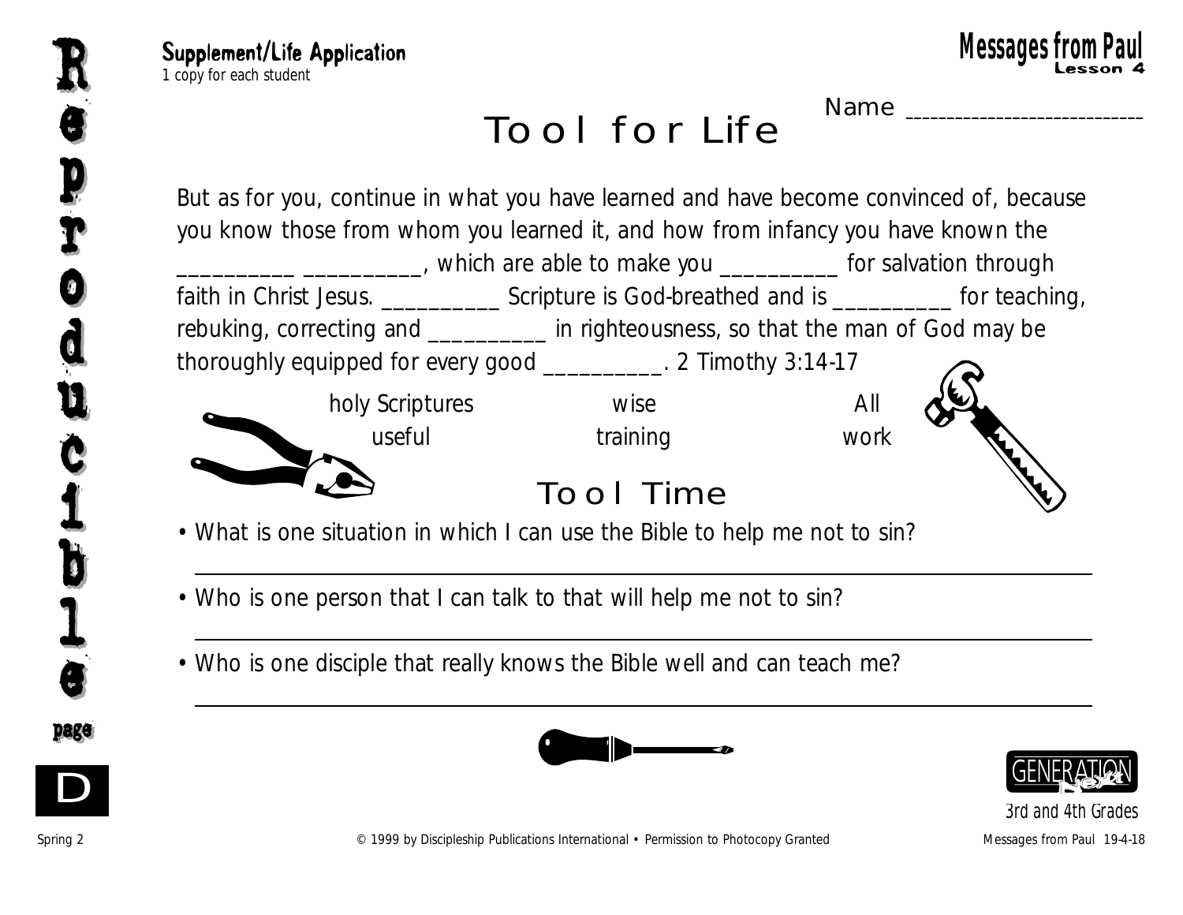Supplement/Life Application
*1 copy for each student*

# Tool for Life

Name ____________________________

But as for you, continue in what you have learned and have become convinced of, because you know those from whom you learned it, and how from infancy you have known the __________ __________, which are able to make you __________ for salvation through faith in Christ Jesus. __________ Scripture is God-breathed and is __________ for teaching, rebuking, correcting and __________ in righteousness, so that the man of God may be thoroughly equipped for every good __________. 2 Timothy 3:14-17

holy Scriptures    wise    All
useful    training    work

## Tool Time

- What is one situation in which I can use the Bible to help me not to sin?

______________________________________________________________________

- Who is one person that I can talk to that will help me not to sin?

______________________________________________________________________

- Who is one disciple that really knows the Bible well and can teach me?

______________________________________________________________________

3rd and 4th Grades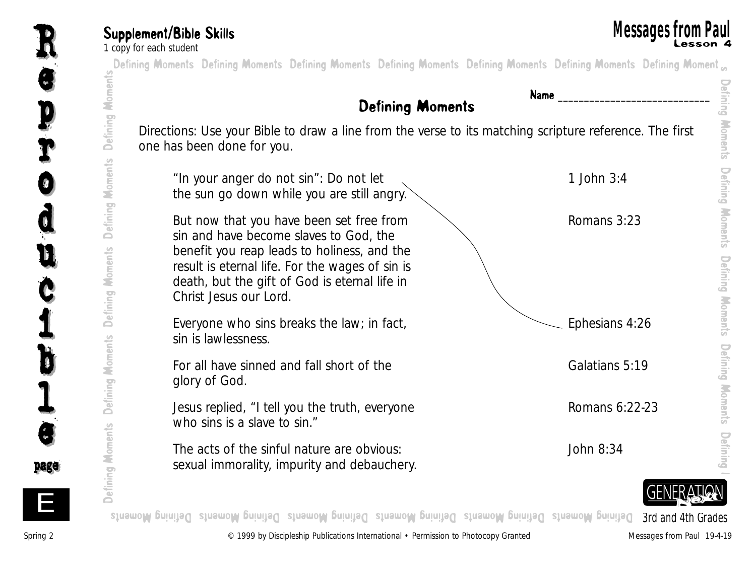Supplement/Bible Skills
1 copy for each student

# Messages from Paul
Lesson 4

Name ___________________________

## Defining Moments

Directions: Use your Bible to draw a line from the verse to its matching scripture reference. The first one has been done for you.

| | |
|---|---|
| "In your anger do not sin": Do not let the sun go down while you are still angry. | 1 John 3:4 |
| But now that you have been set free from sin and have become slaves to God, the benefit you reap leads to holiness, and the result is eternal life. For the wages of sin is death, but the gift of God is eternal life in Christ Jesus our Lord. | Romans 3:23 |
| Everyone who sins breaks the law; in fact, sin is lawlessness. | Ephesians 4:26 |
| For all have sinned and fall short of the glory of God. | Galatians 5:19 |
| Jesus replied, "I tell you the truth, everyone who sins is a slave to sin." | Romans 6:22-23 |
| The acts of the sinful nature are obvious: sexual immorality, impurity and debauchery. | John 8:34 |

3rd and 4th Grades

Spring 2 © 1999 by Discipleship Publications International • Permission to Photocopy Granted Messages from Paul 19-4-19